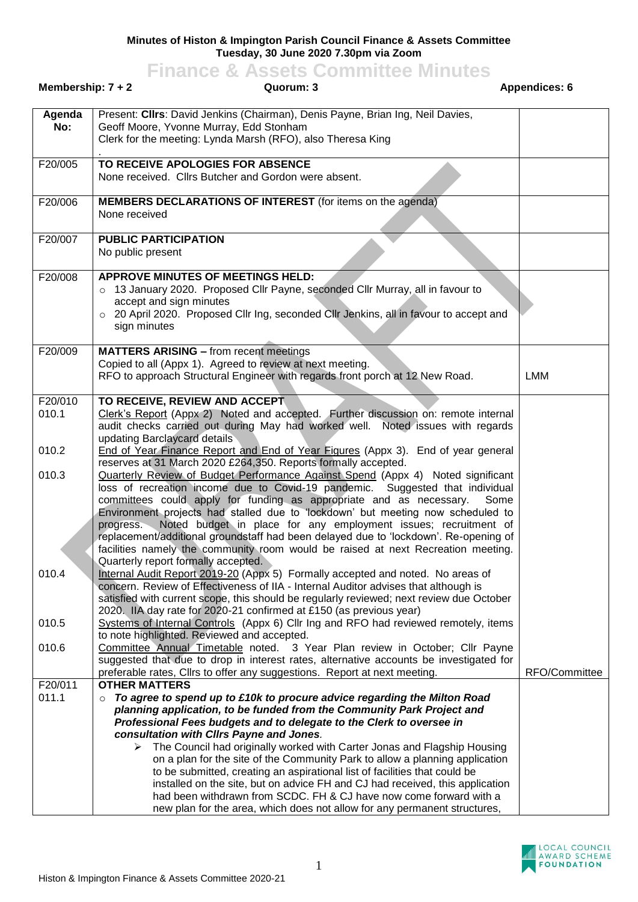**Minutes of Histon & Impington Parish Council Finance & Assets Committee**
**Tuesday, 30 June 2020 7.30pm via Zoom**

# Finance & Assets Committee Minutes

**Membership: 7 + 2** **Quorum: 3** **Appendices: 6**

| Agenda No: | Present: **Cllrs**: David Jenkins (Chairman), Denis Payne, Brian Ing, Neil Davies, Geoff Moore, Yvonne Murray, Edd Stonham<br>Clerk for the meeting: Lynda Marsh (RFO), also Theresa King | |
|---|---|---|
| F20/005 | **TO RECEIVE APOLOGIES FOR ABSENCE**<br>None received. Cllrs Butcher and Gordon were absent. | |
| F20/006 | **MEMBERS DECLARATIONS OF INTEREST** (for items on the agenda)<br>None received | |
| F20/007 | **PUBLIC PARTICIPATION**<br>No public present | |
| F20/008 | **APPROVE MINUTES OF MEETINGS HELD:**<br>○ 13 January 2020. Proposed Cllr Payne, seconded Cllr Murray, all in favour to accept and sign minutes<br>○ 20 April 2020. Proposed Cllr Ing, seconded Cllr Jenkins, all in favour to accept and sign minutes | |
| F20/009 | **MATTERS ARISING –** from recent meetings<br>Copied to all (Appx 1). Agreed to review at next meeting.<br>RFO to approach Structural Engineer with regards front porch at 12 New Road. | LMM |
| F20/010<br>010.1 | **TO RECEIVE, REVIEW AND ACCEPT**<br>Clerk's Report (Appx 2) Noted and accepted. Further discussion on: remote internal audit checks carried out during May had worked well. Noted issues with regards updating Barclaycard details | |
| 010.2 | End of Year Finance Report and End of Year Figures (Appx 3). End of year general reserves at 31 March 2020 £264,350. Reports formally accepted. | |
| 010.3 | Quarterly Review of Budget Performance Against Spend (Appx 4) Noted significant loss of recreation income due to Covid-19 pandemic. Suggested that individual committees could apply for funding as appropriate and as necessary. Some Environment projects had stalled due to 'lockdown' but meeting now scheduled to progress. Noted budget in place for any employment issues; recruitment of replacement/additional groundstaff had been delayed due to 'lockdown'. Re-opening of facilities namely the community room would be raised at next Recreation meeting. Quarterly report formally accepted. | |
| 010.4 | Internal Audit Report 2019-20 (Appx 5) Formally accepted and noted. No areas of concern. Review of Effectiveness of IIA - Internal Auditor advises that although is satisfied with current scope, this should be regularly reviewed; next review due October 2020. IIA day rate for 2020-21 confirmed at £150 (as previous year) | |
| 010.5 | Systems of Internal Controls (Appx 6) Cllr Ing and RFO had reviewed remotely, items to note highlighted. Reviewed and accepted. | |
| 010.6 | Committee Annual Timetable noted. 3 Year Plan review in October; Cllr Payne suggested that due to drop in interest rates, alternative accounts be investigated for preferable rates, Cllrs to offer any suggestions. Report at next meeting. | RFO/Committee |
| F20/011<br>011.1 | **OTHER MATTERS**<br>○ ***To agree to spend up to £10k to procure advice regarding the Milton Road planning application, to be funded from the Community Park Project and Professional Fees budgets and to delegate to the Clerk to oversee in consultation with Cllrs Payne and Jones.***<br>➢ The Council had originally worked with Carter Jonas and Flagship Housing on a plan for the site of the Community Park to allow a planning application to be submitted, creating an aspirational list of facilities that could be installed on the site, but on advice FH and CJ had received, this application had been withdrawn from SCDC. FH & CJ have now come forward with a new plan for the area, which does not allow for any permanent structures, | |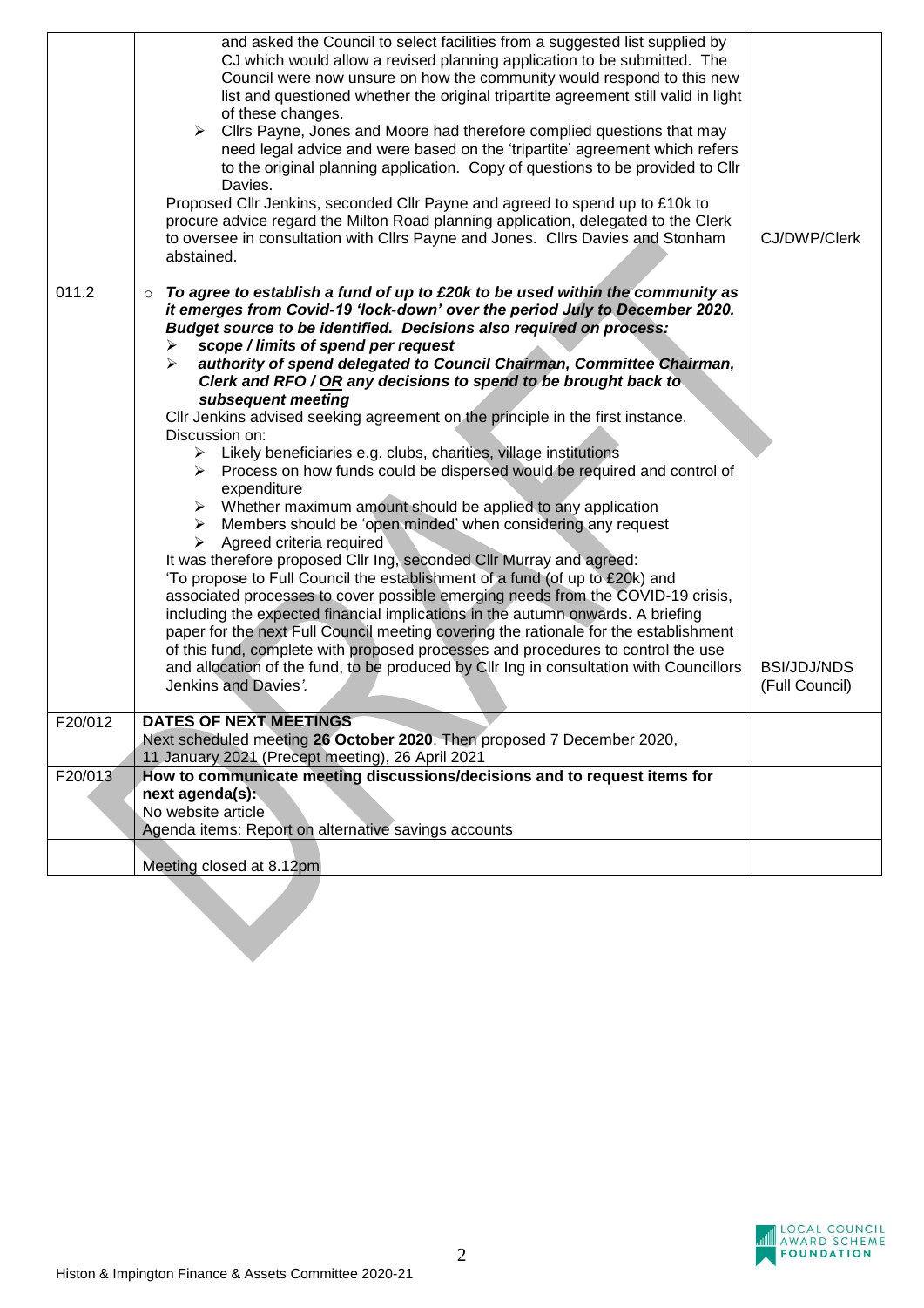| | | |
|---|---|---|
| | and asked the Council to select facilities from a suggested list supplied by CJ which would allow a revised planning application to be submitted. The Council were now unsure on how the community would respond to this new list and questioned whether the original tripartite agreement still valid in light of these changes.<br>➢ Cllrs Payne, Jones and Moore had therefore complied questions that may need legal advice and were based on the 'tripartite' agreement which refers to the original planning application. Copy of questions to be provided to Cllr Davies.<br>Proposed Cllr Jenkins, seconded Cllr Payne and agreed to spend up to £10k to procure advice regard the Milton Road planning application, delegated to the Clerk to oversee in consultation with Cllrs Payne and Jones. Cllrs Davies and Stonham abstained. | CJ/DWP/Clerk |
| 011.2 | ○ ***To agree to establish a fund of up to £20k to be used within the community as it emerges from Covid-19 'lock-down' over the period July to December 2020. Budget source to be identified. Decisions also required on process:***<br>➢ ***scope / limits of spend per request***<br>➢ ***authority of spend delegated to Council Chairman, Committee Chairman, Clerk and RFO / OR any decisions to spend to be brought back to subsequent meeting***<br>Cllr Jenkins advised seeking agreement on the principle in the first instance.<br>Discussion on:<br>➢ Likely beneficiaries e.g. clubs, charities, village institutions<br>➢ Process on how funds could be dispersed would be required and control of expenditure<br>➢ Whether maximum amount should be applied to any application<br>➢ Members should be 'open minded' when considering any request<br>➢ Agreed criteria required<br>It was therefore proposed Cllr Ing, seconded Cllr Murray and agreed:<br>'To propose to Full Council the establishment of a fund (of up to £20k) and associated processes to cover possible emerging needs from the COVID-19 crisis, including the expected financial implications in the autumn onwards. A briefing paper for the next Full Council meeting covering the rationale for the establishment of this fund, complete with proposed processes and procedures to control the use and allocation of the fund, to be produced by Cllr Ing in consultation with Councillors Jenkins and Davies'. | BSI/JDJ/NDS (Full Council) |
| F20/012 | **DATES OF NEXT MEETINGS**<br>Next scheduled meeting **26 October 2020**. Then proposed 7 December 2020, 11 January 2021 (Precept meeting), 26 April 2021 | |
| F20/013 | **How to communicate meeting discussions/decisions and to request items for next agenda(s):**<br>No website article<br>Agenda items: Report on alternative savings accounts | |
| | Meeting closed at 8.12pm | |